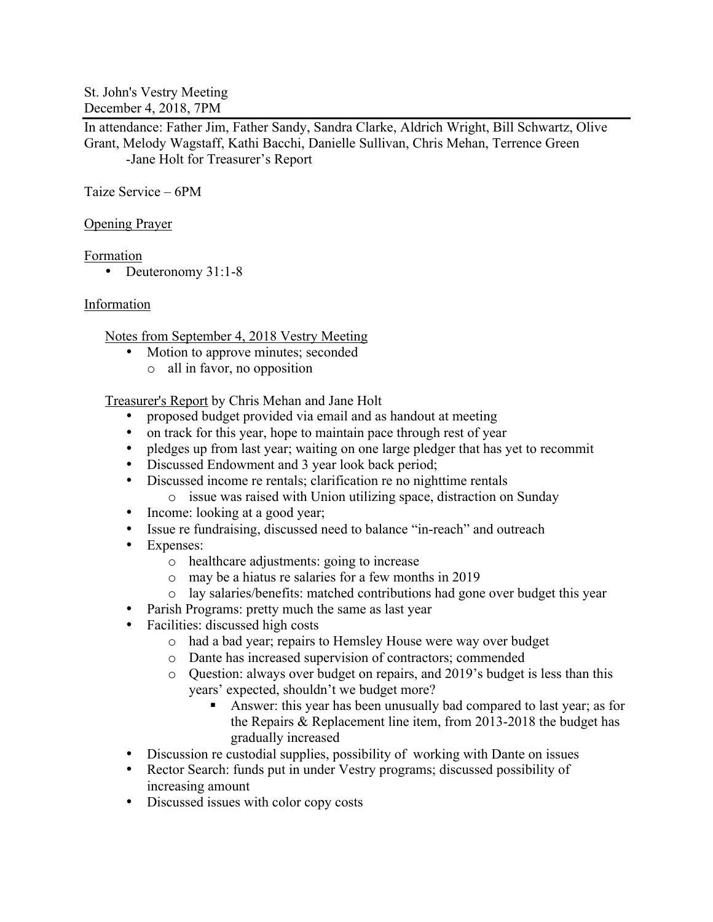St. John's Vestry Meeting
December 4, 2018, 7PM

In attendance: Father Jim, Father Sandy, Sandra Clarke, Aldrich Wright, Bill Schwartz, Olive Grant, Melody Wagstaff, Kathi Bacchi, Danielle Sullivan, Chris Mehan, Terrence Green
-Jane Holt for Treasurer's Report

Taize Service – 6PM

Opening Prayer

Formation

- Deuteronomy 31:1-8

Information

Notes from September 4, 2018 Vestry Meeting

- Motion to approve minutes; seconded
  - all in favor, no opposition

Treasurer's Report by Chris Mehan and Jane Holt

- proposed budget provided via email and as handout at meeting
- on track for this year, hope to maintain pace through rest of year
- pledges up from last year; waiting on one large pledger that has yet to recommit
- Discussed Endowment and 3 year look back period;
- Discussed income re rentals; clarification re no nighttime rentals
  - issue was raised with Union utilizing space, distraction on Sunday
- Income: looking at a good year;
- Issue re fundraising, discussed need to balance "in-reach" and outreach
- Expenses:
  - healthcare adjustments: going to increase
  - may be a hiatus re salaries for a few months in 2019
  - lay salaries/benefits: matched contributions had gone over budget this year
- Parish Programs: pretty much the same as last year
- Facilities: discussed high costs
  - had a bad year; repairs to Hemsley House were way over budget
  - Dante has increased supervision of contractors; commended
  - Question: always over budget on repairs, and 2019's budget is less than this years' expected, shouldn't we budget more?
    - Answer: this year has been unusually bad compared to last year; as for the Repairs & Replacement line item, from 2013-2018 the budget has gradually increased
- Discussion re custodial supplies, possibility of working with Dante on issues
- Rector Search: funds put in under Vestry programs; discussed possibility of increasing amount
- Discussed issues with color copy costs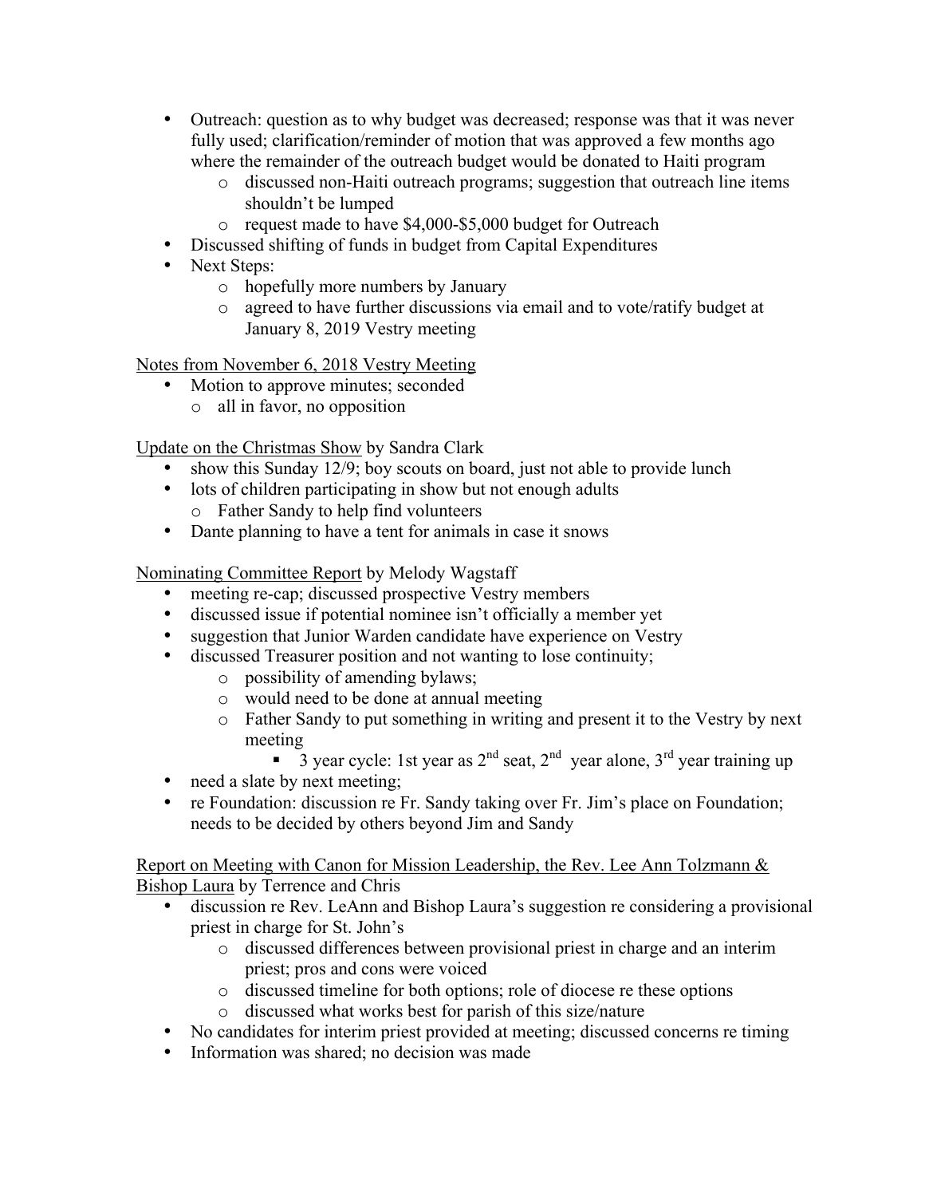- Outreach: question as to why budget was decreased; response was that it was never fully used; clarification/reminder of motion that was approved a few months ago where the remainder of the outreach budget would be donated to Haiti program
    - discussed non-Haiti outreach programs; suggestion that outreach line items shouldn't be lumped
    - request made to have $4,000-$5,000 budget for Outreach
- Discussed shifting of funds in budget from Capital Expenditures
- Next Steps:
    - hopefully more numbers by January
    - agreed to have further discussions via email and to vote/ratify budget at January 8, 2019 Vestry meeting

<u>Notes from November 6, 2018 Vestry Meeting</u>

- Motion to approve minutes; seconded
    - all in favor, no opposition

<u>Update on the Christmas Show</u> by Sandra Clark

- show this Sunday 12/9; boy scouts on board, just not able to provide lunch
- lots of children participating in show but not enough adults
    - Father Sandy to help find volunteers
- Dante planning to have a tent for animals in case it snows

<u>Nominating Committee Report</u> by Melody Wagstaff

- meeting re-cap; discussed prospective Vestry members
- discussed issue if potential nominee isn't officially a member yet
- suggestion that Junior Warden candidate have experience on Vestry
- discussed Treasurer position and not wanting to lose continuity;
    - possibility of amending bylaws;
    - would need to be done at annual meeting
    - Father Sandy to put something in writing and present it to the Vestry by next meeting
        - 3 year cycle: 1st year as 2nd seat, 2nd year alone, 3rd year training up
- need a slate by next meeting;
- re Foundation: discussion re Fr. Sandy taking over Fr. Jim's place on Foundation; needs to be decided by others beyond Jim and Sandy

<u>Report on Meeting with Canon for Mission Leadership, the Rev. Lee Ann Tolzmann & Bishop Laura</u> by Terrence and Chris

- discussion re Rev. LeAnn and Bishop Laura's suggestion re considering a provisional priest in charge for St. John's
    - discussed differences between provisional priest in charge and an interim priest; pros and cons were voiced
    - discussed timeline for both options; role of diocese re these options
    - discussed what works best for parish of this size/nature
- No candidates for interim priest provided at meeting; discussed concerns re timing
- Information was shared; no decision was made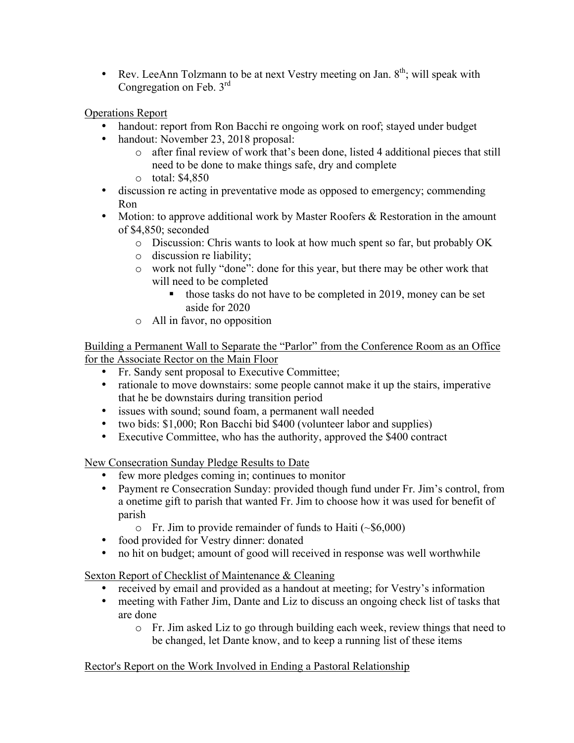- Rev. LeeAnn Tolzmann to be at next Vestry meeting on Jan. 8th; will speak with Congregation on Feb. 3rd

Operations Report

- handout: report from Ron Bacchi re ongoing work on roof; stayed under budget
- handout: November 23, 2018 proposal:
  - after final review of work that's been done, listed 4 additional pieces that still need to be done to make things safe, dry and complete
  - total: $4,850
- discussion re acting in preventative mode as opposed to emergency; commending Ron
- Motion: to approve additional work by Master Roofers & Restoration in the amount of $4,850; seconded
  - Discussion: Chris wants to look at how much spent so far, but probably OK
  - discussion re liability;
  - work not fully "done": done for this year, but there may be other work that will need to be completed
    - those tasks do not have to be completed in 2019, money can be set aside for 2020
  - All in favor, no opposition

Building a Permanent Wall to Separate the "Parlor" from the Conference Room as an Office for the Associate Rector on the Main Floor

- Fr. Sandy sent proposal to Executive Committee;
- rationale to move downstairs: some people cannot make it up the stairs, imperative that he be downstairs during transition period
- issues with sound; sound foam, a permanent wall needed
- two bids: $1,000; Ron Bacchi bid $400 (volunteer labor and supplies)
- Executive Committee, who has the authority, approved the $400 contract

New Consecration Sunday Pledge Results to Date

- few more pledges coming in; continues to monitor
- Payment re Consecration Sunday: provided though fund under Fr. Jim's control, from a onetime gift to parish that wanted Fr. Jim to choose how it was used for benefit of parish
  - Fr. Jim to provide remainder of funds to Haiti (~$6,000)
- food provided for Vestry dinner: donated
- no hit on budget; amount of good will received in response was well worthwhile

Sexton Report of Checklist of Maintenance & Cleaning

- received by email and provided as a handout at meeting; for Vestry's information
- meeting with Father Jim, Dante and Liz to discuss an ongoing check list of tasks that are done
  - Fr. Jim asked Liz to go through building each week, review things that need to be changed, let Dante know, and to keep a running list of these items

Rector's Report on the Work Involved in Ending a Pastoral Relationship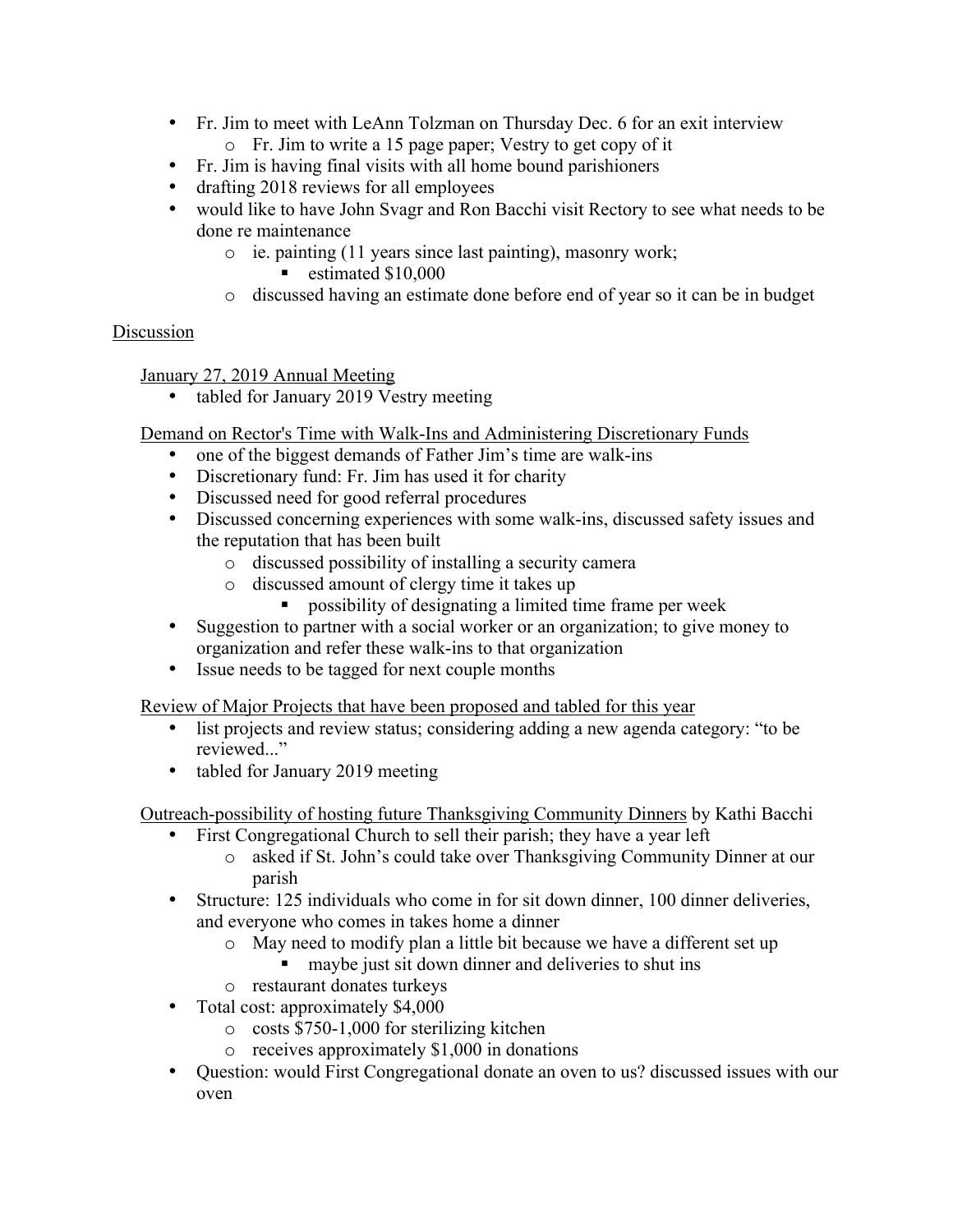- Fr. Jim to meet with LeAnn Tolzman on Thursday Dec. 6 for an exit interview
  - Fr. Jim to write a 15 page paper; Vestry to get copy of it
- Fr. Jim is having final visits with all home bound parishioners
- drafting 2018 reviews for all employees
- would like to have John Svagr and Ron Bacchi visit Rectory to see what needs to be done re maintenance
  - ie. painting (11 years since last painting), masonry work;
    - estimated $10,000
  - discussed having an estimate done before end of year so it can be in budget

<u>Discussion</u>

<u>January 27, 2019 Annual Meeting</u>

- tabled for January 2019 Vestry meeting

<u>Demand on Rector's Time with Walk-Ins and Administering Discretionary Funds</u>

- one of the biggest demands of Father Jim's time are walk-ins
- Discretionary fund: Fr. Jim has used it for charity
- Discussed need for good referral procedures
- Discussed concerning experiences with some walk-ins, discussed safety issues and the reputation that has been built
  - discussed possibility of installing a security camera
  - discussed amount of clergy time it takes up
    - possibility of designating a limited time frame per week
- Suggestion to partner with a social worker or an organization; to give money to organization and refer these walk-ins to that organization
- Issue needs to be tagged for next couple months

<u>Review of Major Projects that have been proposed and tabled for this year</u>

- list projects and review status; considering adding a new agenda category: "to be reviewed..."
- tabled for January 2019 meeting

<u>Outreach-possibility of hosting future Thanksgiving Community Dinners</u> by Kathi Bacchi

- First Congregational Church to sell their parish; they have a year left
  - asked if St. John's could take over Thanksgiving Community Dinner at our parish
- Structure: 125 individuals who come in for sit down dinner, 100 dinner deliveries, and everyone who comes in takes home a dinner
  - May need to modify plan a little bit because we have a different set up
    - maybe just sit down dinner and deliveries to shut ins
  - restaurant donates turkeys
- Total cost: approximately $4,000
  - costs $750-1,000 for sterilizing kitchen
  - receives approximately $1,000 in donations
- Question: would First Congregational donate an oven to us? discussed issues with our oven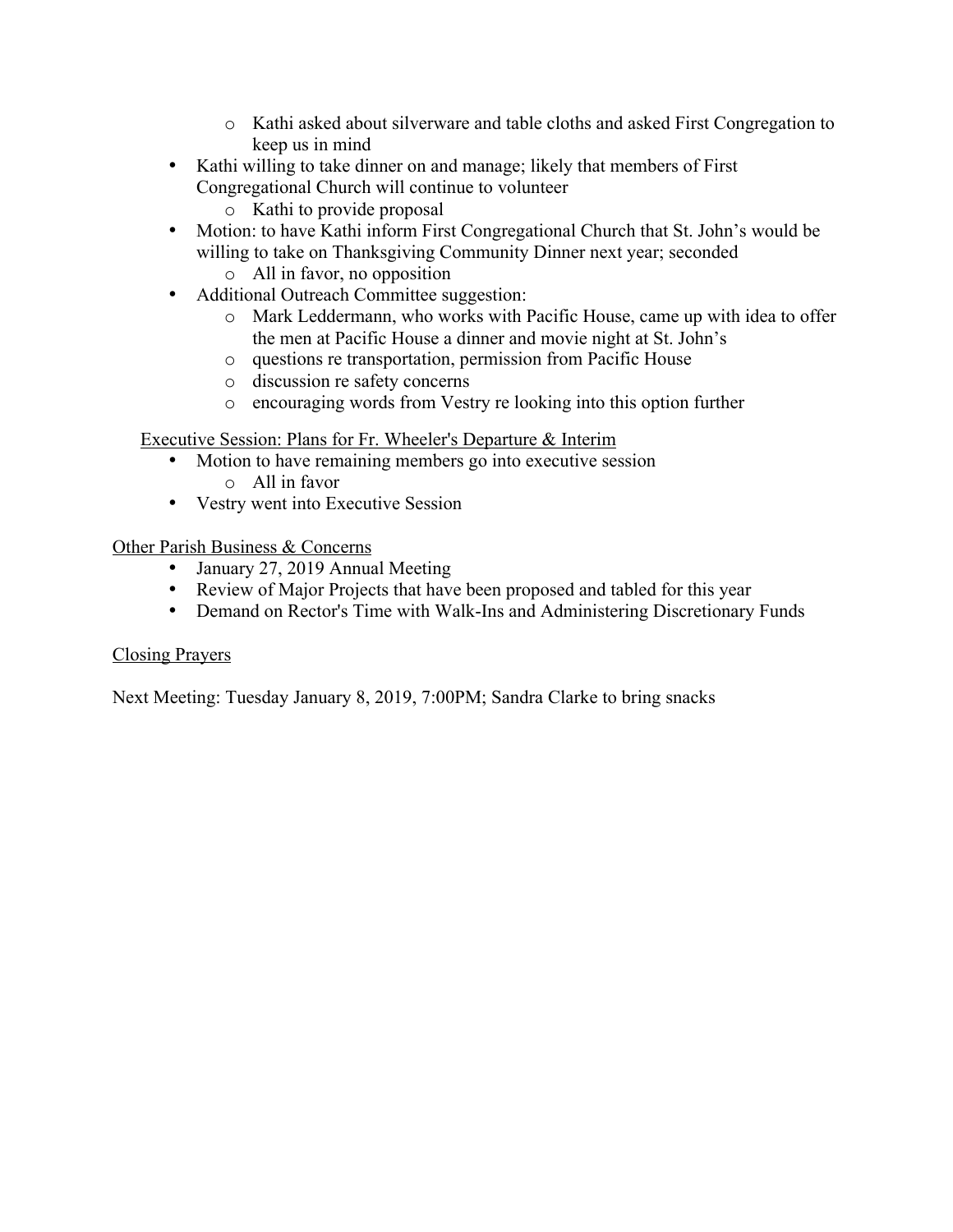- Kathi asked about silverware and table cloths and asked First Congregation to keep us in mind
- Kathi willing to take dinner on and manage; likely that members of First Congregational Church will continue to volunteer
  - Kathi to provide proposal
- Motion: to have Kathi inform First Congregational Church that St. John's would be willing to take on Thanksgiving Community Dinner next year; seconded
  - All in favor, no opposition
- Additional Outreach Committee suggestion:
  - Mark Leddermann, who works with Pacific House, came up with idea to offer the men at Pacific House a dinner and movie night at St. John's
  - questions re transportation, permission from Pacific House
  - discussion re safety concerns
  - encouraging words from Vestry re looking into this option further

<u>Executive Session: Plans for Fr. Wheeler's Departure & Interim</u>

- Motion to have remaining members go into executive session
  - All in favor
- Vestry went into Executive Session

<u>Other Parish Business & Concerns</u>

- January 27, 2019 Annual Meeting
- Review of Major Projects that have been proposed and tabled for this year
- Demand on Rector's Time with Walk-Ins and Administering Discretionary Funds

<u>Closing Prayers</u>

Next Meeting: Tuesday January 8, 2019, 7:00PM; Sandra Clarke to bring snacks